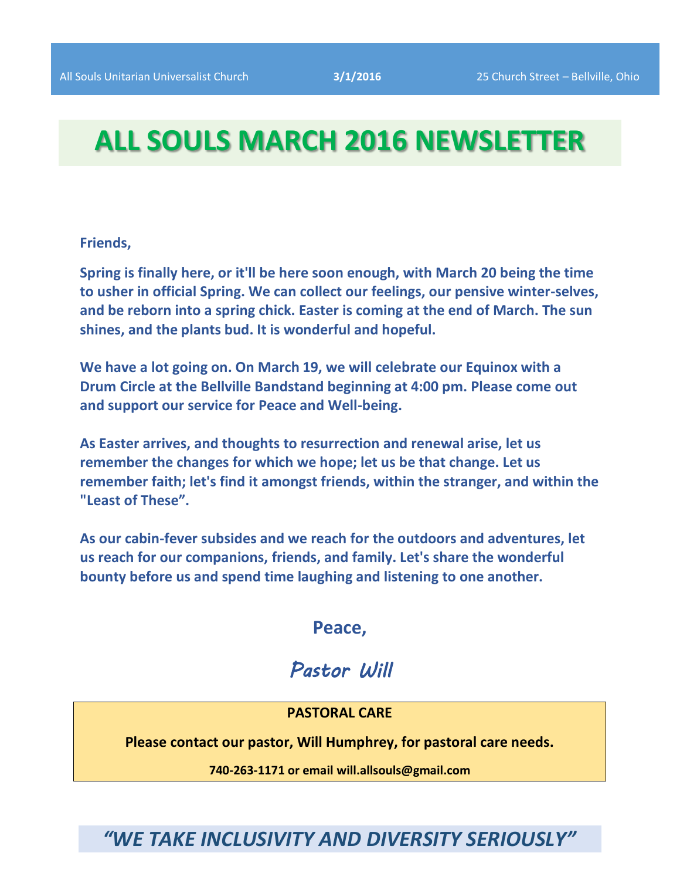All Souls Unitarian Universalist Church **3/1/2016** 25 Church Street – Bellville, Ohio

# ALL SOULS MARCH 2016 NEWSLETTER

**Friends,**

**Spring is finally here, or it'll be here soon enough, with March 20 being the time to usher in official Spring. We can collect our feelings, our pensive winter-selves, and be reborn into a spring chick. Easter is coming at the end of March. The sun shines, and the plants bud. It is wonderful and hopeful.**

**We have a lot going on. On March 19, we will celebrate our Equinox with a Drum Circle at the Bellville Bandstand beginning at 4:00 pm. Please come out and support our service for Peace and Well-being.**

**As Easter arrives, and thoughts to resurrection and renewal arise, let us remember the changes for which we hope; let us be that change. Let us remember faith; let's find it amongst friends, within the stranger, and within the "Least of These".**

**As our cabin-fever subsides and we reach for the outdoors and adventures, let us reach for our companions, friends, and family. Let's share the wonderful bounty before us and spend time laughing and listening to one another.**

**Peace,**

***Pastor Will***

**PASTORAL CARE**

**Please contact our pastor, Will Humphrey, for pastoral care needs.**

**740-263-1171 or email will.allsouls@gmail.com**

***"WE TAKE INCLUSIVITY AND DIVERSITY SERIOUSLY"***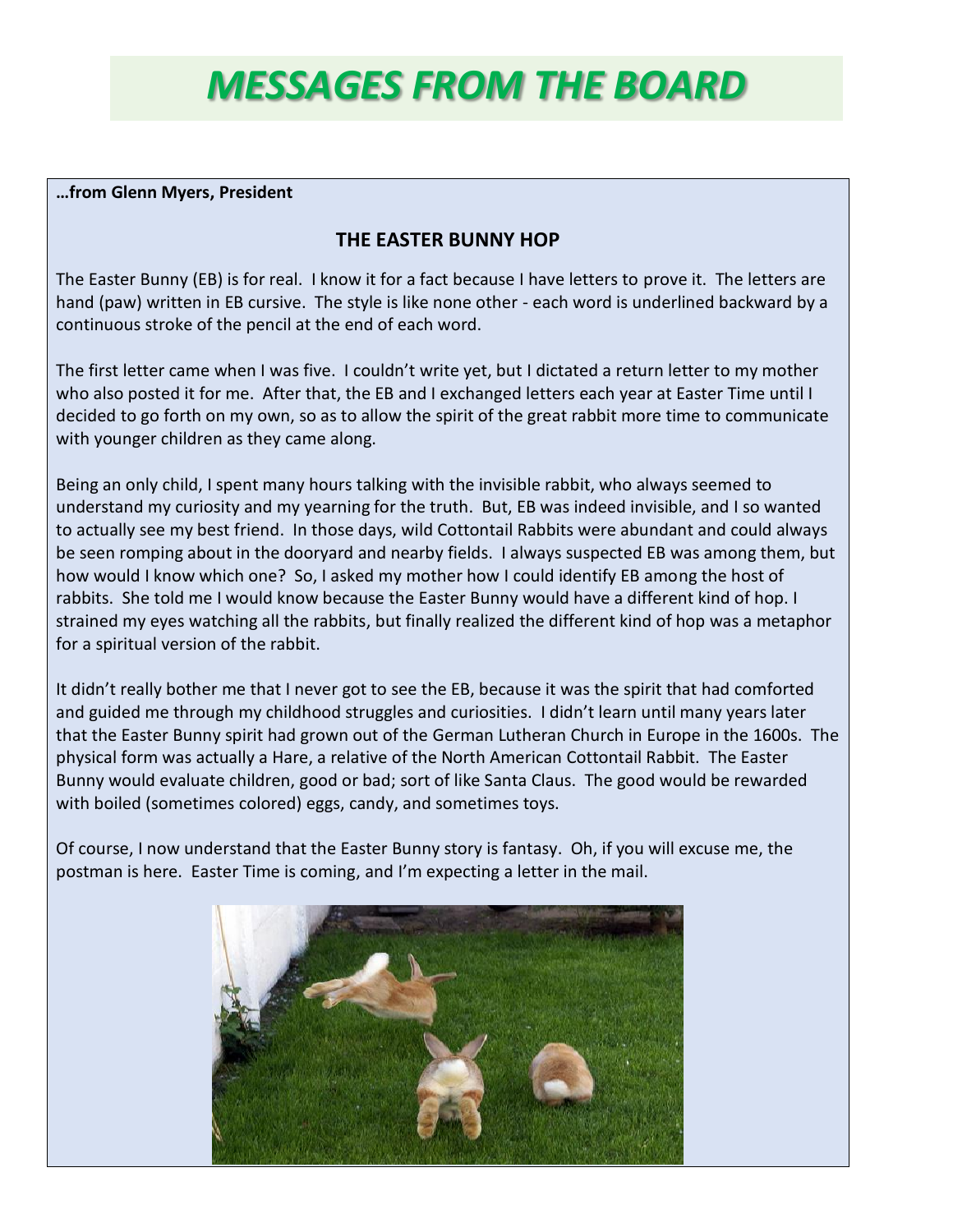# *MESSAGES FROM THE BOARD*

**…from Glenn Myers, President**

## THE EASTER BUNNY HOP

The Easter Bunny (EB) is for real. I know it for a fact because I have letters to prove it. The letters are hand (paw) written in EB cursive. The style is like none other - each word is underlined backward by a continuous stroke of the pencil at the end of each word.

The first letter came when I was five. I couldn't write yet, but I dictated a return letter to my mother who also posted it for me. After that, the EB and I exchanged letters each year at Easter Time until I decided to go forth on my own, so as to allow the spirit of the great rabbit more time to communicate with younger children as they came along.

Being an only child, I spent many hours talking with the invisible rabbit, who always seemed to understand my curiosity and my yearning for the truth. But, EB was indeed invisible, and I so wanted to actually see my best friend. In those days, wild Cottontail Rabbits were abundant and could always be seen romping about in the dooryard and nearby fields. I always suspected EB was among them, but how would I know which one? So, I asked my mother how I could identify EB among the host of rabbits. She told me I would know because the Easter Bunny would have a different kind of hop. I strained my eyes watching all the rabbits, but finally realized the different kind of hop was a metaphor for a spiritual version of the rabbit.

It didn't really bother me that I never got to see the EB, because it was the spirit that had comforted and guided me through my childhood struggles and curiosities. I didn't learn until many years later that the Easter Bunny spirit had grown out of the German Lutheran Church in Europe in the 1600s. The physical form was actually a Hare, a relative of the North American Cottontail Rabbit. The Easter Bunny would evaluate children, good or bad; sort of like Santa Claus. The good would be rewarded with boiled (sometimes colored) eggs, candy, and sometimes toys.

Of course, I now understand that the Easter Bunny story is fantasy. Oh, if you will excuse me, the postman is here. Easter Time is coming, and I'm expecting a letter in the mail.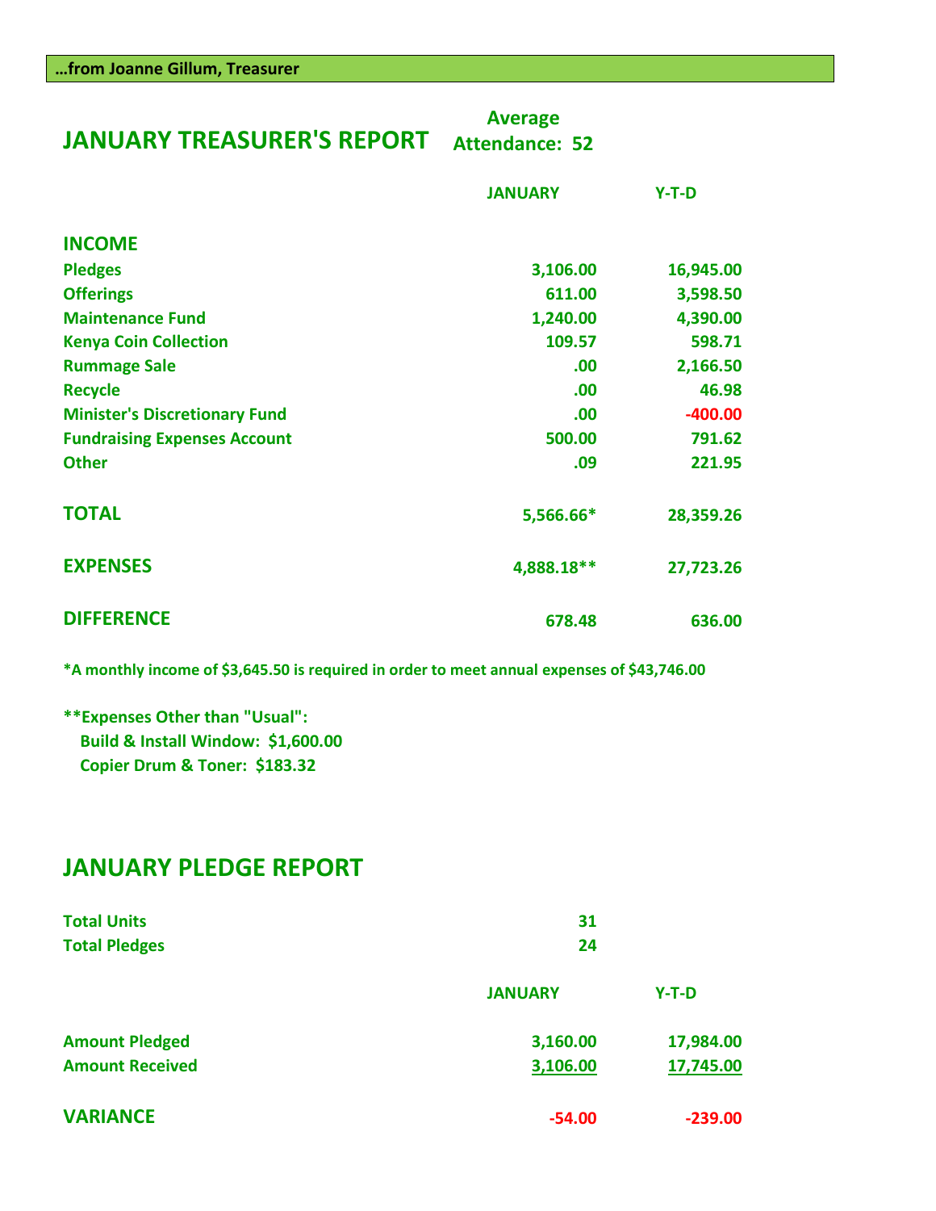**…from Joanne Gillum, Treasurer**

## JANUARY TREASURER'S REPORT

**Average Attendance: 52**

| | JANUARY | Y-T-D |
|---|---|---|
| **INCOME** | | |
| Pledges | 3,106.00 | 16,945.00 |
| Offerings | 611.00 | 3,598.50 |
| Maintenance Fund | 1,240.00 | 4,390.00 |
| Kenya Coin Collection | 109.57 | 598.71 |
| Rummage Sale | .00 | 2,166.50 |
| Recycle | .00 | 46.98 |
| Minister's Discretionary Fund | .00 | -400.00 |
| Fundraising Expenses Account | 500.00 | 791.62 |
| Other | .09 | 221.95 |
| **TOTAL** | 5,566.66* | 28,359.26 |
| **EXPENSES** | 4,888.18** | 27,723.26 |
| **DIFFERENCE** | 678.48 | 636.00 |

*A monthly income of $3,645.50 is required in order to meet annual expenses of $43,746.00

**Expenses Other than "Usual":
- Build & Install Window: $1,600.00
- Copier Drum & Toner: $183.32

## JANUARY PLEDGE REPORT

| | |
|---|---|
| Total Units | 31 |
| Total Pledges | 24 |

| | JANUARY | Y-T-D |
|---|---|---|
| Amount Pledged | 3,160.00 | 17,984.00 |
| Amount Received | 3,106.00 | 17,745.00 |
| **VARIANCE** | -54.00 | -239.00 |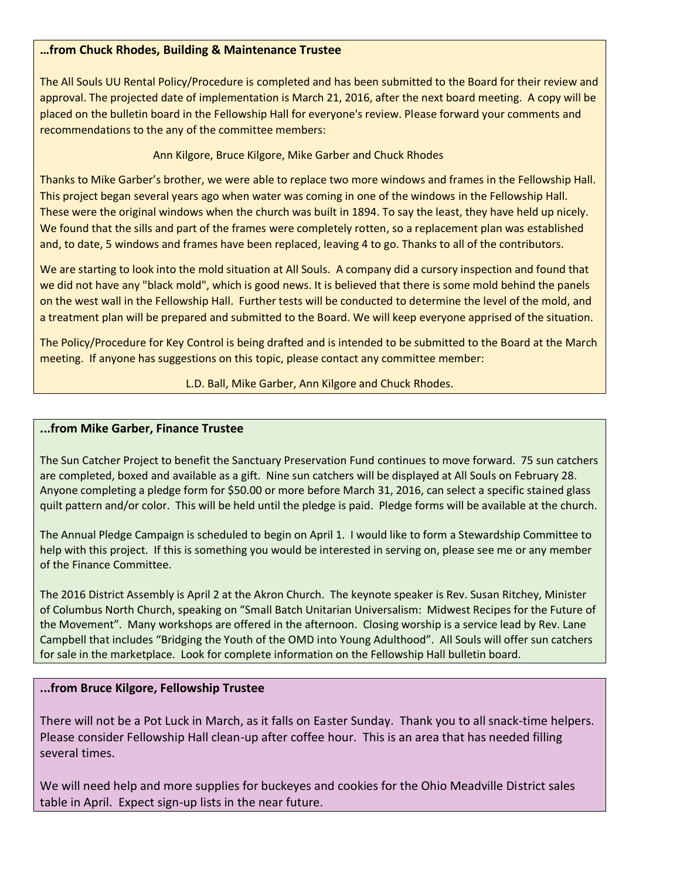**…from Chuck Rhodes, Building & Maintenance Trustee**

The All Souls UU Rental Policy/Procedure is completed and has been submitted to the Board for their review and approval. The projected date of implementation is March 21, 2016, after the next board meeting. A copy will be placed on the bulletin board in the Fellowship Hall for everyone's review. Please forward your comments and recommendations to the any of the committee members:

Ann Kilgore, Bruce Kilgore, Mike Garber and Chuck Rhodes

Thanks to Mike Garber's brother, we were able to replace two more windows and frames in the Fellowship Hall. This project began several years ago when water was coming in one of the windows in the Fellowship Hall. These were the original windows when the church was built in 1894. To say the least, they have held up nicely. We found that the sills and part of the frames were completely rotten, so a replacement plan was established and, to date, 5 windows and frames have been replaced, leaving 4 to go. Thanks to all of the contributors.

We are starting to look into the mold situation at All Souls. A company did a cursory inspection and found that we did not have any "black mold", which is good news. It is believed that there is some mold behind the panels on the west wall in the Fellowship Hall. Further tests will be conducted to determine the level of the mold, and a treatment plan will be prepared and submitted to the Board. We will keep everyone apprised of the situation.

The Policy/Procedure for Key Control is being drafted and is intended to be submitted to the Board at the March meeting. If anyone has suggestions on this topic, please contact any committee member:

L.D. Ball, Mike Garber, Ann Kilgore and Chuck Rhodes.

**...from Mike Garber, Finance Trustee**

The Sun Catcher Project to benefit the Sanctuary Preservation Fund continues to move forward. 75 sun catchers are completed, boxed and available as a gift. Nine sun catchers will be displayed at All Souls on February 28. Anyone completing a pledge form for $50.00 or more before March 31, 2016, can select a specific stained glass quilt pattern and/or color. This will be held until the pledge is paid. Pledge forms will be available at the church.

The Annual Pledge Campaign is scheduled to begin on April 1. I would like to form a Stewardship Committee to help with this project. If this is something you would be interested in serving on, please see me or any member of the Finance Committee.

The 2016 District Assembly is April 2 at the Akron Church. The keynote speaker is Rev. Susan Ritchey, Minister of Columbus North Church, speaking on "Small Batch Unitarian Universalism: Midwest Recipes for the Future of the Movement". Many workshops are offered in the afternoon. Closing worship is a service lead by Rev. Lane Campbell that includes "Bridging the Youth of the OMD into Young Adulthood". All Souls will offer sun catchers for sale in the marketplace. Look for complete information on the Fellowship Hall bulletin board.

**...from Bruce Kilgore, Fellowship Trustee**

There will not be a Pot Luck in March, as it falls on Easter Sunday. Thank you to all snack-time helpers. Please consider Fellowship Hall clean-up after coffee hour. This is an area that has needed filling several times.

We will need help and more supplies for buckeyes and cookies for the Ohio Meadville District sales table in April. Expect sign-up lists in the near future.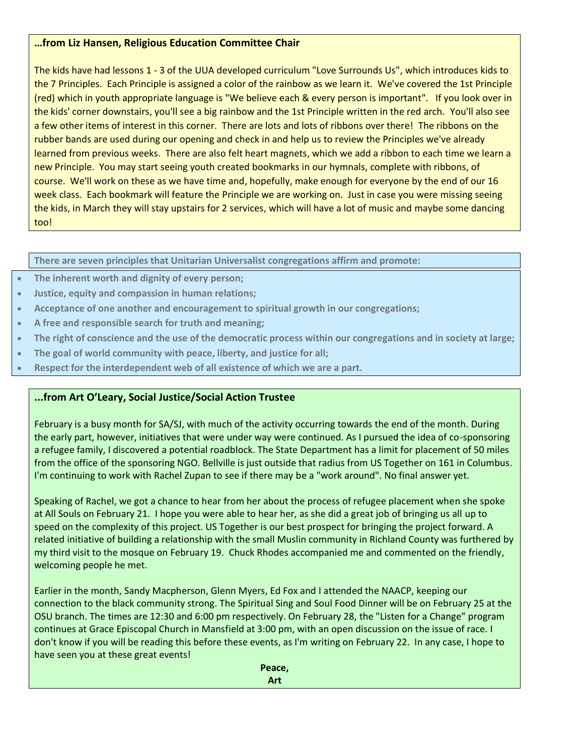### …from Liz Hansen, Religious Education Committee Chair

The kids have had lessons 1 - 3 of the UUA developed curriculum "Love Surrounds Us", which introduces kids to the 7 Principles. Each Principle is assigned a color of the rainbow as we learn it. We've covered the 1st Principle (red) which in youth appropriate language is "We believe each & every person is important". If you look over in the kids' corner downstairs, you'll see a big rainbow and the 1st Principle written in the red arch. You'll also see a few other items of interest in this corner. There are lots and lots of ribbons over there! The ribbons on the rubber bands are used during our opening and check in and help us to review the Principles we've already learned from previous weeks. There are also felt heart magnets, which we add a ribbon to each time we learn a new Principle. You may start seeing youth created bookmarks in our hymnals, complete with ribbons, of course. We'll work on these as we have time and, hopefully, make enough for everyone by the end of our 16 week class. Each bookmark will feature the Principle we are working on. Just in case you were missing seeing the kids, in March they will stay upstairs for 2 services, which will have a lot of music and maybe some dancing too!

**There are seven principles that Unitarian Universalist congregations affirm and promote:**

- **The inherent worth and dignity of every person;**
- **Justice, equity and compassion in human relations;**
- **Acceptance of one another and encouragement to spiritual growth in our congregations;**
- **A free and responsible search for truth and meaning;**
- **The right of conscience and the use of the democratic process within our congregations and in society at large;**
- **The goal of world community with peace, liberty, and justice for all;**
- **Respect for the interdependent web of all existence of which we are a part.**

### ...from Art O'Leary, Social Justice/Social Action Trustee

February is a busy month for SA/SJ, with much of the activity occurring towards the end of the month. During the early part, however, initiatives that were under way were continued. As I pursued the idea of co-sponsoring a refugee family, I discovered a potential roadblock. The State Department has a limit for placement of 50 miles from the office of the sponsoring NGO. Bellville is just outside that radius from US Together on 161 in Columbus. I'm continuing to work with Rachel Zupan to see if there may be a "work around". No final answer yet.

Speaking of Rachel, we got a chance to hear from her about the process of refugee placement when she spoke at All Souls on February 21. I hope you were able to hear her, as she did a great job of bringing us all up to speed on the complexity of this project. US Together is our best prospect for bringing the project forward. A related initiative of building a relationship with the small Muslin community in Richland County was furthered by my third visit to the mosque on February 19. Chuck Rhodes accompanied me and commented on the friendly, welcoming people he met.

Earlier in the month, Sandy Macpherson, Glenn Myers, Ed Fox and I attended the NAACP, keeping our connection to the black community strong. The Spiritual Sing and Soul Food Dinner will be on February 25 at the OSU branch. The times are 12:30 and 6:00 pm respectively. On February 28, the "Listen for a Change" program continues at Grace Episcopal Church in Mansfield at 3:00 pm, with an open discussion on the issue of race. I don't know if you will be reading this before these events, as I'm writing on February 22. In any case, I hope to have seen you at these great events!

**Peace,**
**Art**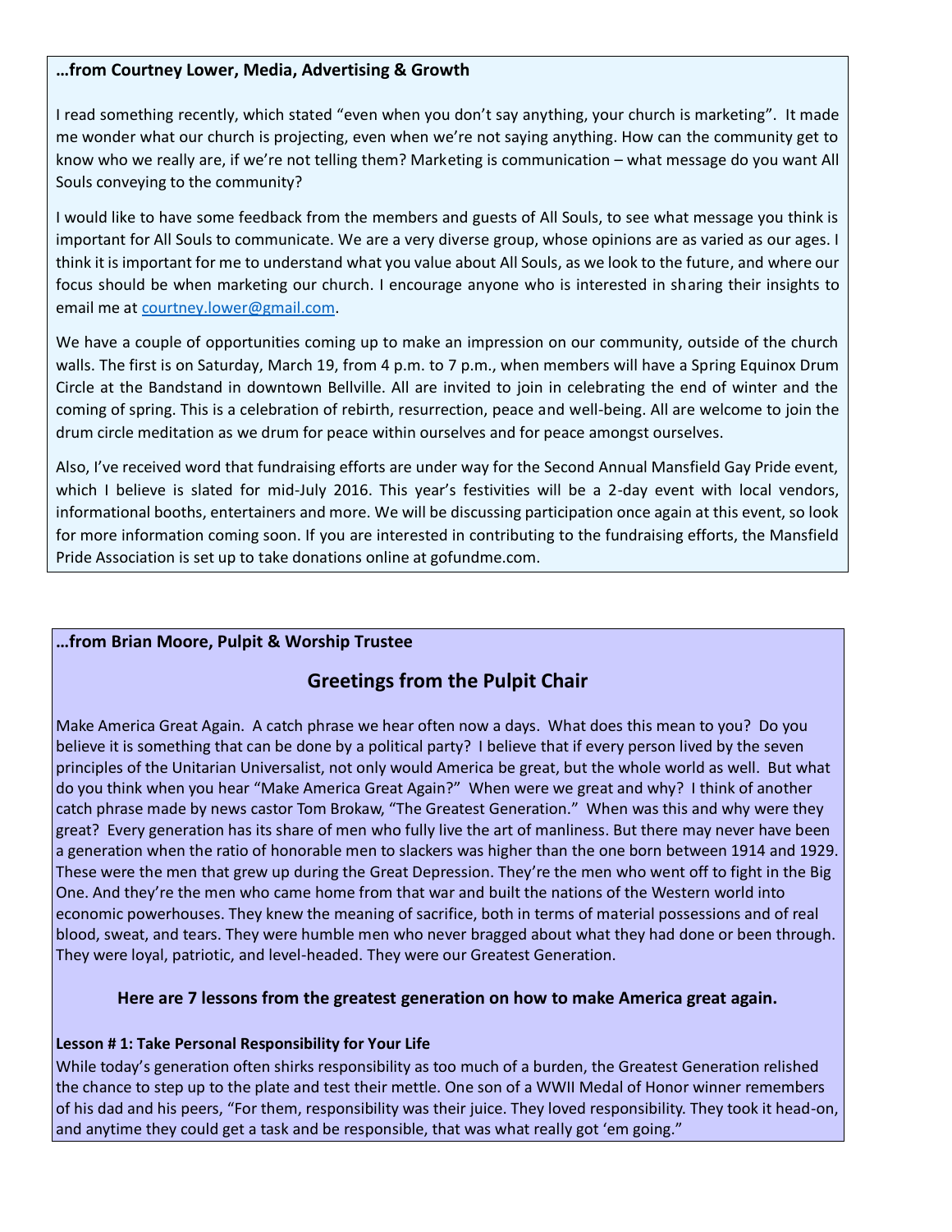**…from Courtney Lower, Media, Advertising & Growth**

I read something recently, which stated “even when you don’t say anything, your church is marketing”. It made me wonder what our church is projecting, even when we’re not saying anything. How can the community get to know who we really are, if we’re not telling them? Marketing is communication – what message do you want All Souls conveying to the community?

I would like to have some feedback from the members and guests of All Souls, to see what message you think is important for All Souls to communicate. We are a very diverse group, whose opinions are as varied as our ages. I think it is important for me to understand what you value about All Souls, as we look to the future, and where our focus should be when marketing our church. I encourage anyone who is interested in sharing their insights to email me at courtney.lower@gmail.com.

We have a couple of opportunities coming up to make an impression on our community, outside of the church walls. The first is on Saturday, March 19, from 4 p.m. to 7 p.m., when members will have a Spring Equinox Drum Circle at the Bandstand in downtown Bellville. All are invited to join in celebrating the end of winter and the coming of spring. This is a celebration of rebirth, resurrection, peace and well-being. All are welcome to join the drum circle meditation as we drum for peace within ourselves and for peace amongst ourselves.

Also, I’ve received word that fundraising efforts are under way for the Second Annual Mansfield Gay Pride event, which I believe is slated for mid-July 2016. This year’s festivities will be a 2-day event with local vendors, informational booths, entertainers and more. We will be discussing participation once again at this event, so look for more information coming soon. If you are interested in contributing to the fundraising efforts, the Mansfield Pride Association is set up to take donations online at gofundme.com.

**…from Brian Moore, Pulpit & Worship Trustee**

## Greetings from the Pulpit Chair

Make America Great Again. A catch phrase we hear often now a days. What does this mean to you? Do you believe it is something that can be done by a political party? I believe that if every person lived by the seven principles of the Unitarian Universalist, not only would America be great, but the whole world as well. But what do you think when you hear “Make America Great Again?” When were we great and why? I think of another catch phrase made by news castor Tom Brokaw, “The Greatest Generation.” When was this and why were they great? Every generation has its share of men who fully live the art of manliness. But there may never have been a generation when the ratio of honorable men to slackers was higher than the one born between 1914 and 1929. These were the men that grew up during the Great Depression. They’re the men who went off to fight in the Big One. And they’re the men who came home from that war and built the nations of the Western world into economic powerhouses. They knew the meaning of sacrifice, both in terms of material possessions and of real blood, sweat, and tears. They were humble men who never bragged about what they had done or been through. They were loyal, patriotic, and level-headed. They were our Greatest Generation.

### Here are 7 lessons from the greatest generation on how to make America great again.

**Lesson # 1: Take Personal Responsibility for Your Life**

While today’s generation often shirks responsibility as too much of a burden, the Greatest Generation relished the chance to step up to the plate and test their mettle. One son of a WWII Medal of Honor winner remembers of his dad and his peers, “For them, responsibility was their juice. They loved responsibility. They took it head-on, and anytime they could get a task and be responsible, that was what really got ‘em going.”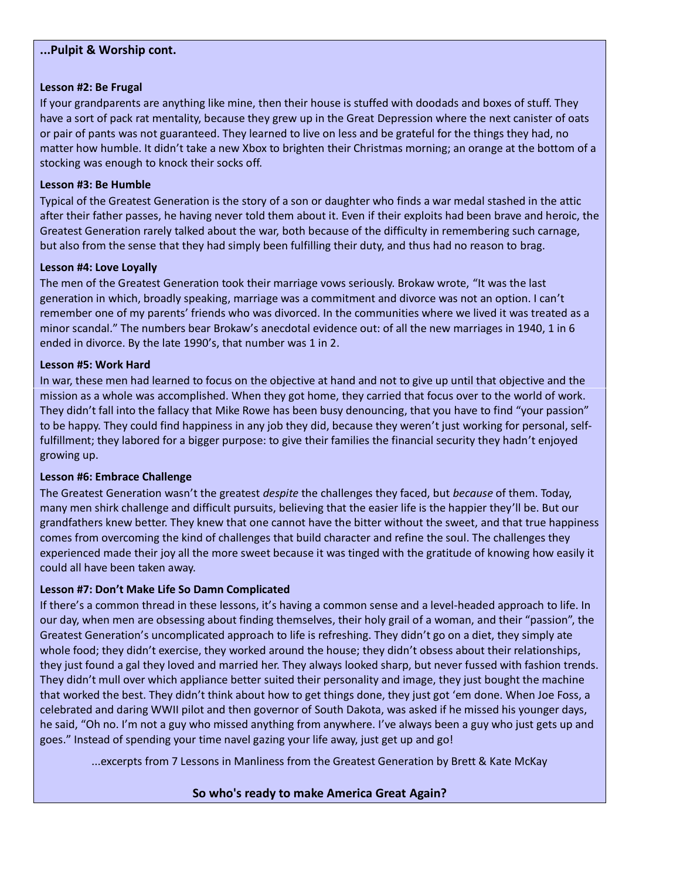**...Pulpit & Worship cont.**

**Lesson #2: Be Frugal**

If your grandparents are anything like mine, then their house is stuffed with doodads and boxes of stuff. They have a sort of pack rat mentality, because they grew up in the Great Depression where the next canister of oats or pair of pants was not guaranteed. They learned to live on less and be grateful for the things they had, no matter how humble. It didn't take a new Xbox to brighten their Christmas morning; an orange at the bottom of a stocking was enough to knock their socks off.

**Lesson #3: Be Humble**

Typical of the Greatest Generation is the story of a son or daughter who finds a war medal stashed in the attic after their father passes, he having never told them about it. Even if their exploits had been brave and heroic, the Greatest Generation rarely talked about the war, both because of the difficulty in remembering such carnage, but also from the sense that they had simply been fulfilling their duty, and thus had no reason to brag.

**Lesson #4: Love Loyally**

The men of the Greatest Generation took their marriage vows seriously. Brokaw wrote, "It was the last generation in which, broadly speaking, marriage was a commitment and divorce was not an option. I can't remember one of my parents' friends who was divorced. In the communities where we lived it was treated as a minor scandal." The numbers bear Brokaw's anecdotal evidence out: of all the new marriages in 1940, 1 in 6 ended in divorce. By the late 1990's, that number was 1 in 2.

**Lesson #5: Work Hard**

In war, these men had learned to focus on the objective at hand and not to give up until that objective and the mission as a whole was accomplished. When they got home, they carried that focus over to the world of work. They didn't fall into the fallacy that Mike Rowe has been busy denouncing, that you have to find "your passion" to be happy. They could find happiness in any job they did, because they weren't just working for personal, self-fulfillment; they labored for a bigger purpose: to give their families the financial security they hadn't enjoyed growing up.

**Lesson #6: Embrace Challenge**

The Greatest Generation wasn't the greatest *despite* the challenges they faced, but *because* of them. Today, many men shirk challenge and difficult pursuits, believing that the easier life is the happier they'll be. But our grandfathers knew better. They knew that one cannot have the bitter without the sweet, and that true happiness comes from overcoming the kind of challenges that build character and refine the soul. The challenges they experienced made their joy all the more sweet because it was tinged with the gratitude of knowing how easily it could all have been taken away.

**Lesson #7: Don't Make Life So Damn Complicated**

If there's a common thread in these lessons, it's having a common sense and a level-headed approach to life. In our day, when men are obsessing about finding themselves, their holy grail of a woman, and their "passion", the Greatest Generation's uncomplicated approach to life is refreshing. They didn't go on a diet, they simply ate whole food; they didn't exercise, they worked around the house; they didn't obsess about their relationships, they just found a gal they loved and married her. They always looked sharp, but never fussed with fashion trends. They didn't mull over which appliance better suited their personality and image, they just bought the machine that worked the best. They didn't think about how to get things done, they just got 'em done. When Joe Foss, a celebrated and daring WWII pilot and then governor of South Dakota, was asked if he missed his younger days, he said, "Oh no. I'm not a guy who missed anything from anywhere. I've always been a guy who just gets up and goes." Instead of spending your time navel gazing your life away, just get up and go!

...excerpts from 7 Lessons in Manliness from the Greatest Generation by Brett & Kate McKay

**So who's ready to make America Great Again?**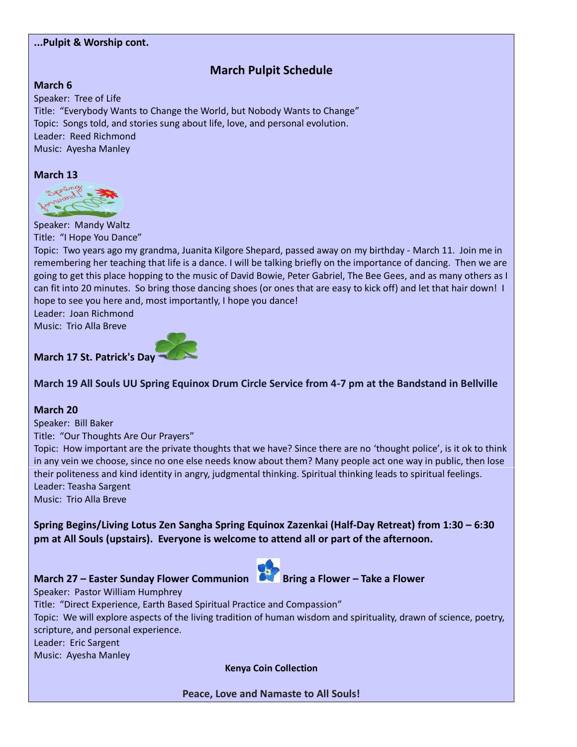**...Pulpit & Worship cont.**

## March Pulpit Schedule

**March 6**

Speaker: Tree of Life
Title: "Everybody Wants to Change the World, but Nobody Wants to Change"
Topic: Songs told, and stories sung about life, love, and personal evolution.
Leader: Reed Richmond
Music: Ayesha Manley

**March 13**

Speaker: Mandy Waltz
Title: "I Hope You Dance"
Topic: Two years ago my grandma, Juanita Kilgore Shepard, passed away on my birthday - March 11. Join me in remembering her teaching that life is a dance. I will be talking briefly on the importance of dancing. Then we are going to get this place hopping to the music of David Bowie, Peter Gabriel, The Bee Gees, and as many others as I can fit into 20 minutes. So bring those dancing shoes (or ones that are easy to kick off) and let that hair down! I hope to see you here and, most importantly, I hope you dance!
Leader: Joan Richmond
Music: Trio Alla Breve

**March 17 St. Patrick's Day**

**March 19 All Souls UU Spring Equinox Drum Circle Service from 4-7 pm at the Bandstand in Bellville**

**March 20**

Speaker: Bill Baker
Title: "Our Thoughts Are Our Prayers"
Topic: How important are the private thoughts that we have? Since there are no 'thought police', is it ok to think in any vein we choose, since no one else needs know about them? Many people act one way in public, then lose their politeness and kind identity in angry, judgmental thinking. Spiritual thinking leads to spiritual feelings.
Leader: Teasha Sargent
Music: Trio Alla Breve

**Spring Begins/Living Lotus Zen Sangha Spring Equinox Zazenkai (Half-Day Retreat) from 1:30 – 6:30 pm at All Souls (upstairs). Everyone is welcome to attend all or part of the afternoon.**

**March 27 – Easter Sunday Flower Communion Bring a Flower – Take a Flower**

Speaker: Pastor William Humphrey
Title: "Direct Experience, Earth Based Spiritual Practice and Compassion"
Topic: We will explore aspects of the living tradition of human wisdom and spirituality, drawn of science, poetry, scripture, and personal experience.
Leader: Eric Sargent
Music: Ayesha Manley

**Kenya Coin Collection**

**Peace, Love and Namaste to All Souls!**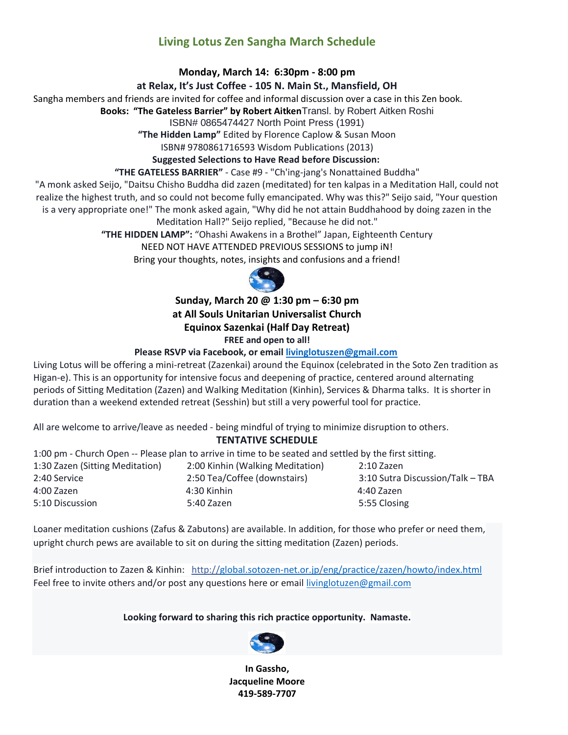## Living Lotus Zen Sangha March Schedule

**Monday, March 14: 6:30pm - 8:00 pm**
**at Relax, It's Just Coffee - 105 N. Main St., Mansfield, OH**

Sangha members and friends are invited for coffee and informal discussion over a case in this Zen book.

**Books: "The Gateless Barrier" by Robert Aitken** Transl. by Robert Aitken Roshi
ISBN# 0865474427 North Point Press (1991)
**"The Hidden Lamp"** Edited by Florence Caplow & Susan Moon
ISBN# 9780861716593 Wisdom Publications (2013)

**Suggested Selections to Have Read before Discussion:**

**"THE GATELESS BARRIER"** - Case #9 - "Ch'ing-jang's Nonattained Buddha"

"A monk asked Seijo, "Daitsu Chisho Buddha did zazen (meditated) for ten kalpas in a Meditation Hall, could not realize the highest truth, and so could not become fully emancipated. Why was this?" Seijo said, "Your question is a very appropriate one!" The monk asked again, "Why did he not attain Buddhahood by doing zazen in the Meditation Hall?" Seijo replied, "Because he did not."

**"THE HIDDEN LAMP":** "Ohashi Awakens in a Brothel" Japan, Eighteenth Century

NEED NOT HAVE ATTENDED PREVIOUS SESSIONS to jump iN!
Bring your thoughts, notes, insights and confusions and a friend!

**Sunday, March 20 @ 1:30 pm – 6:30 pm**
**at All Souls Unitarian Universalist Church**
**Equinox Sazenkai (Half Day Retreat)**
**FREE and open to all!**
**Please RSVP via Facebook, or email livinglotuszen@gmail.com**

Living Lotus will be offering a mini-retreat (Zazenkai) around the Equinox (celebrated in the Soto Zen tradition as Higan-e). This is an opportunity for intensive focus and deepening of practice, centered around alternating periods of Sitting Meditation (Zazen) and Walking Meditation (Kinhin), Services & Dharma talks. It is shorter in duration than a weekend extended retreat (Sesshin) but still a very powerful tool for practice.

All are welcome to arrive/leave as needed - being mindful of trying to minimize disruption to others.

**TENTATIVE SCHEDULE**

1:00 pm - Church Open -- Please plan to arrive in time to be seated and settled by the first sitting.

| | | |
|---|---|---|
| 1:30 Zazen (Sitting Meditation) | 2:00 Kinhin (Walking Meditation) | 2:10 Zazen |
| 2:40 Service | 2:50 Tea/Coffee (downstairs) | 3:10 Sutra Discussion/Talk – TBA |
| 4:00 Zazen | 4:30 Kinhin | 4:40 Zazen |
| 5:10 Discussion | 5:40 Zazen | 5:55 Closing |

Loaner meditation cushions (Zafus & Zabutons) are available. In addition, for those who prefer or need them, upright church pews are available to sit on during the sitting meditation (Zazen) periods.

Brief introduction to Zazen & Kinhin: http://global.sotozen-net.or.jp/eng/practice/zazen/howto/index.html
Feel free to invite others and/or post any questions here or email livinglotuzen@gmail.com

**Looking forward to sharing this rich practice opportunity. Namaste.**

**In Gassho,**
**Jacqueline Moore**
**419-589-7707**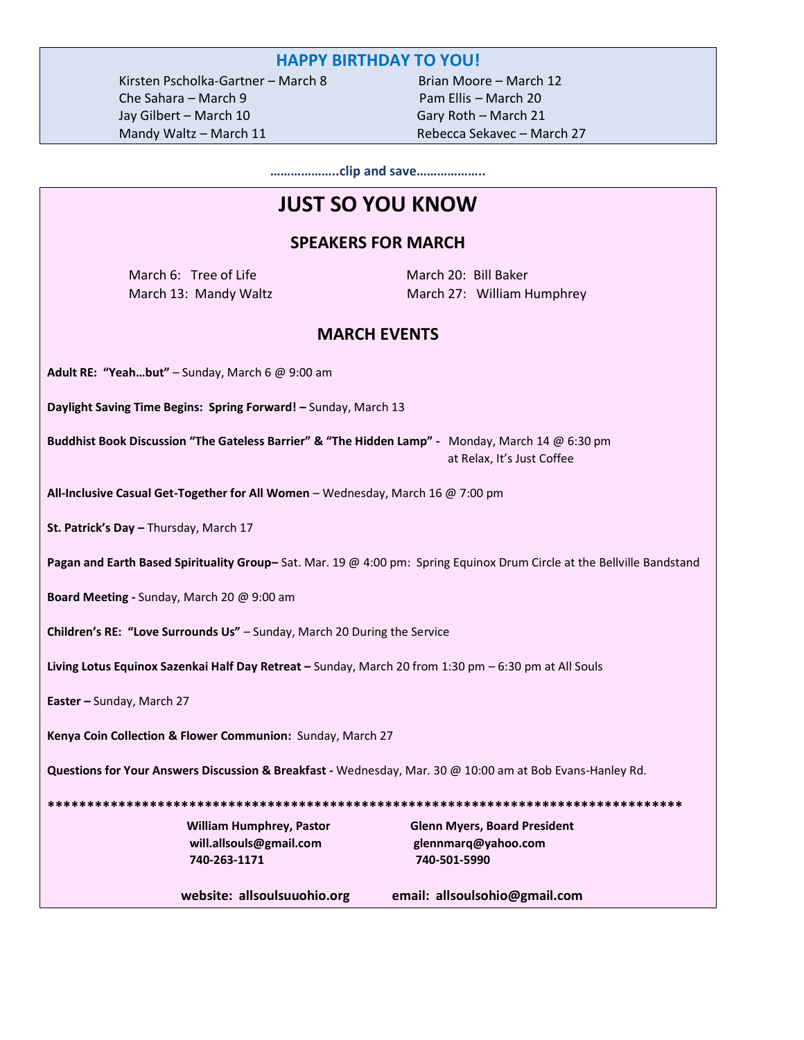## HAPPY BIRTHDAY TO YOU!

Kirsten Pscholka-Gartner – March 8
Che Sahara – March 9
Jay Gilbert – March 10
Mandy Waltz – March 11
Brian Moore – March 12
Pam Ellis – March 20
Gary Roth – March 21
Rebecca Sekavec – March 27

**………………..clip and save………………..**

# JUST SO YOU KNOW

## SPEAKERS FOR MARCH

March 6: Tree of Life
March 13: Mandy Waltz
March 20: Bill Baker
March 27: William Humphrey

## MARCH EVENTS

**Adult RE: "Yeah…but"** – Sunday, March 6 @ 9:00 am

**Daylight Saving Time Begins: Spring Forward! –** Sunday, March 13

**Buddhist Book Discussion "The Gateless Barrier" & "The Hidden Lamp" -** Monday, March 14 @ 6:30 pm at Relax, It's Just Coffee

**All-Inclusive Casual Get-Together for All Women** – Wednesday, March 16 @ 7:00 pm

**St. Patrick's Day –** Thursday, March 17

**Pagan and Earth Based Spirituality Group–** Sat. Mar. 19 @ 4:00 pm: Spring Equinox Drum Circle at the Bellville Bandstand

**Board Meeting -** Sunday, March 20 @ 9:00 am

**Children's RE: "Love Surrounds Us"** – Sunday, March 20 During the Service

**Living Lotus Equinox Sazenkai Half Day Retreat –** Sunday, March 20 from 1:30 pm – 6:30 pm at All Souls

**Easter –** Sunday, March 27

**Kenya Coin Collection & Flower Communion:** Sunday, March 27

**Questions for Your Answers Discussion & Breakfast -** Wednesday, Mar. 30 @ 10:00 am at Bob Evans-Hanley Rd.

**************************************************************************************

**William Humphrey, Pastor**
**will.allsouls@gmail.com**
**740-263-1171**

**Glenn Myers, Board President**
**glennmarq@yahoo.com**
**740-501-5990**

**website: allsoulsuuohio.org** **email: allsoulsohio@gmail.com**